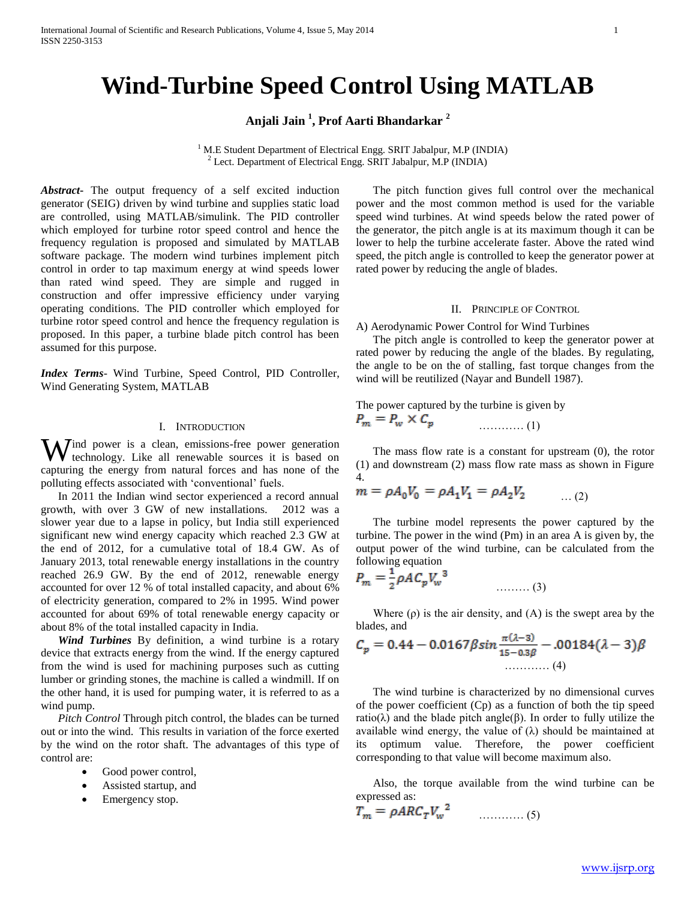# Wind-Turbine Speed Control Using MATLAB

**Anjali Jain [1], Prof Aarti Bhandarkar [2]**

[1] M.E Student Department of Electrical Engg. SRIT Jabalpur, M.P (INDIA)
[2] Lect. Department of Electrical Engg. SRIT Jabalpur, M.P (INDIA)

***Abstract-*** The output frequency of a self excited induction generator (SEIG) driven by wind turbine and supplies static load are controlled, using MATLAB/simulink. The PID controller which employed for turbine rotor speed control and hence the frequency regulation is proposed and simulated by MATLAB software package. The modern wind turbines implement pitch control in order to tap maximum energy at wind speeds lower than rated wind speed. They are simple and rugged in construction and offer impressive efficiency under varying operating conditions. The PID controller which employed for turbine rotor speed control and hence the frequency regulation is proposed. In this paper, a turbine blade pitch control has been assumed for this purpose.

***Index Terms-*** Wind Turbine, Speed Control, PID Controller, Wind Generating System, MATLAB

## I. Introduction

Wind power is a clean, emissions-free power generation technology. Like all renewable sources it is based on capturing the energy from natural forces and has none of the polluting effects associated with 'conventional' fuels.

In 2011 the Indian wind sector experienced a record annual growth, with over 3 GW of new installations. 2012 was a slower year due to a lapse in policy, but India still experienced significant new wind energy capacity which reached 2.3 GW at the end of 2012, for a cumulative total of 18.4 GW. As of January 2013, total renewable energy installations in the country reached 26.9 GW. By the end of 2012, renewable energy accounted for over 12 % of total installed capacity, and about 6% of electricity generation, compared to 2% in 1995. Wind power accounted for about 69% of total renewable energy capacity or about 8% of the total installed capacity in India.

***Wind Turbines*** By definition, a wind turbine is a rotary device that extracts energy from the wind. If the energy captured from the wind is used for machining purposes such as cutting lumber or grinding stones, the machine is called a windmill. If on the other hand, it is used for pumping water, it is referred to as a wind pump.

*Pitch Control* Through pitch control, the blades can be turned out or into the wind. This results in variation of the force exerted by the wind on the rotor shaft. The advantages of this type of control are:

- Good power control,
- Assisted startup, and
- Emergency stop.

The pitch function gives full control over the mechanical power and the most common method is used for the variable speed wind turbines. At wind speeds below the rated power of the generator, the pitch angle is at its maximum though it can be lower to help the turbine accelerate faster. Above the rated wind speed, the pitch angle is controlled to keep the generator power at rated power by reducing the angle of blades.

## II. Principle of Control

A) Aerodynamic Power Control for Wind Turbines

The pitch angle is controlled to keep the generator power at rated power by reducing the angle of the blades. By regulating, the angle to be on the of stalling, fast torque changes from the wind will be reutilized (Nayar and Bundell 1987).

The power captured by the turbine is given by

$$P_m = P_w \times C_p \quad \text{............ (1)}$$

The mass flow rate is a constant for upstream (0), the rotor (1) and downstream (2) mass flow rate mass as shown in Figure 4.

$$m = \rho A_0 V_0 = \rho A_1 V_1 = \rho A_2 V_2 \quad \text{... (2)}$$

The turbine model represents the power captured by the turbine. The power in the wind (Pm) in an area A is given by, the output power of the wind turbine, can be calculated from the following equation

$$P_m = \frac{1}{2}\rho A C_p V_w^{\ 3} \quad \text{......... (3)}$$

Where (ρ) is the air density, and (A) is the swept area by the blades, and

$$C_p = 0.44 - 0.0167\beta \sin\frac{\pi(\lambda-3)}{15-0.3\beta} - .00184(\lambda-3)\beta \quad \text{............ (4)}$$

The wind turbine is characterized by no dimensional curves of the power coefficient (Cp) as a function of both the tip speed ratio(λ) and the blade pitch angle(β). In order to fully utilize the available wind energy, the value of (λ) should be maintained at its optimum value. Therefore, the power coefficient corresponding to that value will become maximum also.

Also, the torque available from the wind turbine can be expressed as:

$$T_m = \rho A R C_T V_w^{\ 2} \quad \text{............ (5)}$$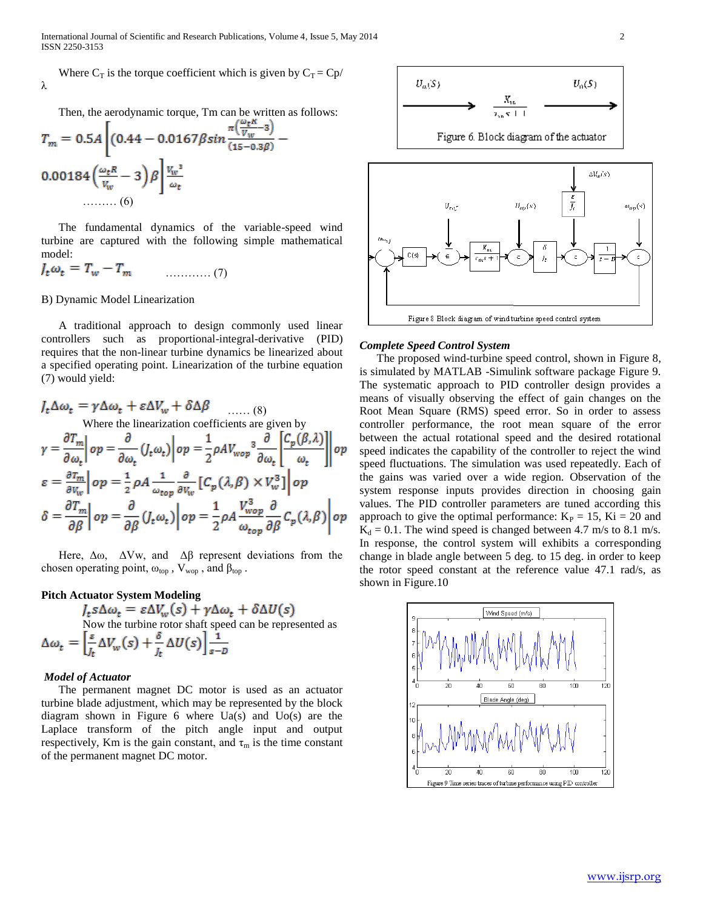Where $C_T$ is the torque coefficient which is given by $C_T = Cp/\lambda$

Then, the aerodynamic torque, Tm can be written as follows:

$$T_m = 0.5A\left[\left(0.44 - 0.0167\beta \sin\frac{\pi\left(\frac{\omega_t R}{V_w} - 3\right)}{(15 - 0.3\beta)} - 0.00184\left(\frac{\omega_t R}{V_w} - 3\right)\beta\right]\frac{V_w^3}{\omega_t}\right. \quad \ldots\ldots\ldots (6)$$

The fundamental dynamics of the variable-speed wind turbine are captured with the following simple mathematical model:

$$J_t\omega_t = T_w - T_m \quad \ldots\ldots\ldots\ldots (7)$$

B) Dynamic Model Linearization

A traditional approach to design commonly used linear controllers such as proportional-integral-derivative (PID) requires that the non-linear turbine dynamics be linearized about a specified operating point. Linearization of the turbine equation (7) would yield:

$$J_t\Delta\omega_t = \gamma\Delta\omega_t + \varepsilon\Delta V_w + \delta\Delta\beta \quad \ldots\ldots (8)$$

Where the linearization coefficients are given by

$$\gamma = \frac{\partial T_m}{\partial \omega_t}\bigg| op = \frac{\partial}{\partial \omega_t}(J_t\omega_t)\bigg| op = \frac{1}{2}\rho A V_{wop}{}^3 \frac{\partial}{\partial \omega_t}\left[\frac{C_p(\beta,\lambda)}{\omega_t}\right]\bigg| op$$

$$\varepsilon = \frac{\partial T_m}{\partial V_w}\bigg| op = \frac{1}{2}\rho A \frac{1}{\omega_{top}}\frac{\partial}{\partial V_w}\left[C_p(\lambda,\beta) \times V_w^3\right]\bigg| op$$

$$\delta = \frac{\partial T_m}{\partial \beta}\bigg| op = \frac{\partial}{\partial \beta}(J_t\omega_t)\bigg| op = \frac{1}{2}\rho A \frac{V_{wop}^3}{\omega_{top}}\frac{\partial}{\partial \beta}C_p(\lambda,\beta)\bigg| op$$

Here, $\Delta\omega$, $\Delta Vw$, and $\Delta\beta$ represent deviations from the chosen operating point, $\omega_{top}$ , $V_{wop}$ , and $\beta_{top}$ .

**Pitch Actuator System Modeling**

$$J_t s\Delta\omega_t = \varepsilon\Delta V_w(s) + \gamma\Delta\omega_t + \delta\Delta U(s)$$

Now the turbine rotor shaft speed can be represented as

$$\Delta\omega_t = \left[\frac{\varepsilon}{J_t}\Delta V_w(s) + \frac{\delta}{J_t}\Delta U(s)\right]\frac{1}{s-D}$$

***Model of Actuator***

The permanent magnet DC motor is used as an actuator turbine blade adjustment, which may be represented by the block diagram shown in Figure 6 where Ua(s) and Uo(s) are the Laplace transform of the pitch angle input and output respectively, Km is the gain constant, and $\tau_m$ is the time constant of the permanent magnet DC motor.

Figure 6. Block diagram of the actuator

Figure 8 Block diagram of wind turbine speed control system

***Complete Speed Control System***

The proposed wind-turbine speed control, shown in Figure 8, is simulated by MATLAB -Simulink software package Figure 9. The systematic approach to PID controller design provides a means of visually observing the effect of gain changes on the Root Mean Square (RMS) speed error. So in order to assess controller performance, the root mean square of the error between the actual rotational speed and the desired rotational speed indicates the capability of the controller to reject the wind speed fluctuations. The simulation was used repeatedly. Each of the gains was varied over a wide region. Observation of the system response inputs provides direction in choosing gain values. The PID controller parameters are tuned according this approach to give the optimal performance: $K_P = 15$, Ki = 20 and $K_d = 0.1$. The wind speed is changed between 4.7 m/s to 8.1 m/s. In response, the control system will exhibits a corresponding change in blade angle between 5 deg. to 15 deg. in order to keep the rotor speed constant at the reference value 47.1 rad/s, as shown in Figure.10

Figure 9 Time series traces of turbine performance using PID controller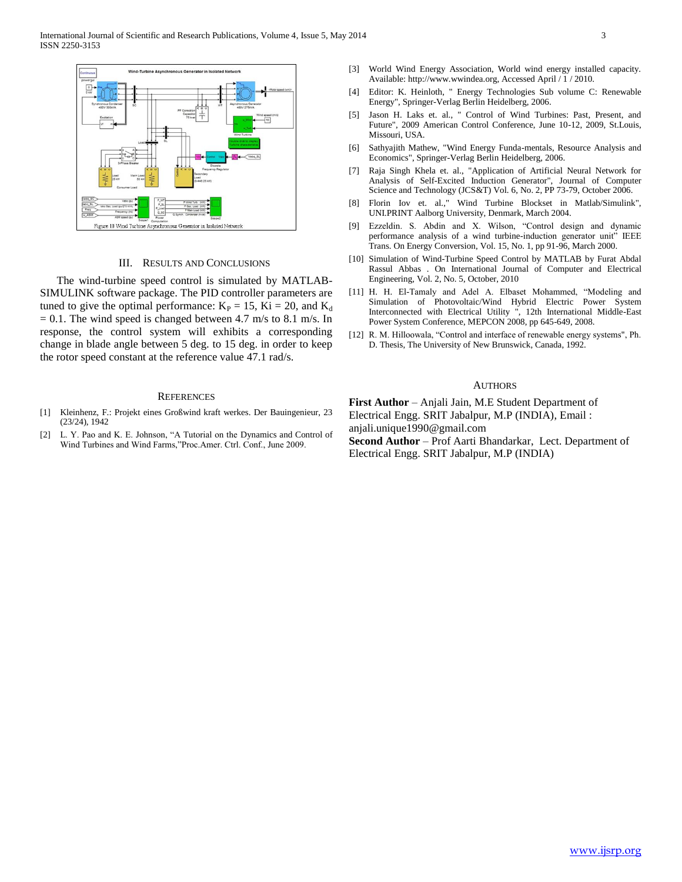Figure 10 Wind Turbine Asynchronous Generator in Isolated Network

## III. Results and Conclusions

The wind-turbine speed control is simulated by MATLAB-SIMULINK software package. The PID controller parameters are tuned to give the optimal performance: $K_P = 15$, $Ki = 20$, and $K_d = 0.1$. The wind speed is changed between 4.7 m/s to 8.1 m/s. In response, the control system will exhibits a corresponding change in blade angle between 5 deg. to 15 deg. in order to keep the rotor speed constant at the reference value 47.1 rad/s.

## References

[1] Kleinhenz, F.: Projekt eines Großwind kraft werkes. Der Bauingenieur, 23 (23/24), 1942

[2] L. Y. Pao and K. E. Johnson, "A Tutorial on the Dynamics and Control of Wind Turbines and Wind Farms,"Proc.Amer. Ctrl. Conf., June 2009.

[3] World Wind Energy Association, World wind energy installed capacity. Available: http://www.wwindea.org, Accessed April / 1 / 2010.

[4] Editor: K. Heinloth, " Energy Technologies Sub volume C: Renewable Energy", Springer-Verlag Berlin Heidelberg, 2006.

[5] Jason H. Laks et. al., " Control of Wind Turbines: Past, Present, and Future", 2009 American Control Conference, June 10-12, 2009, St.Louis, Missouri, USA.

[6] Sathyajith Mathew, "Wind Energy Funda-mentals, Resource Analysis and Economics", Springer-Verlag Berlin Heidelberg, 2006.

[7] Raja Singh Khela et. al., "Application of Artificial Neural Network for Analysis of Self-Excited Induction Generator", Journal of Computer Science and Technology (JCS&T) Vol. 6, No. 2, PP 73-79, October 2006.

[8] Florin Iov et. al.," Wind Turbine Blockset in Matlab/Simulink", UNI.PRINT Aalborg University, Denmark, March 2004.

[9] Ezzeldin. S. Abdin and X. Wilson, "Control design and dynamic performance analysis of a wind turbine-induction generator unit" IEEE Trans. On Energy Conversion, Vol. 15, No. 1, pp 91-96, March 2000.

[10] Simulation of Wind-Turbine Speed Control by MATLAB by Furat Abdal Rassul Abbas . On International Journal of Computer and Electrical Engineering, Vol. 2, No. 5, October, 2010

[11] H. H. El-Tamaly and Adel A. Elbaset Mohammed, "Modeling and Simulation of Photovoltaic/Wind Hybrid Electric Power System Interconnected with Electrical Utility ", 12th International Middle-East Power System Conference, MEPCON 2008, pp 645-649, 2008.

[12] R. M. Hilloowala, "Control and interface of renewable energy systems", Ph. D. Thesis, The University of New Brunswick, Canada, 1992.

## Authors

**First Author** – Anjali Jain, M.E Student Department of Electrical Engg. SRIT Jabalpur, M.P (INDIA), Email : anjali.unique1990@gmail.com

**Second Author** – Prof Aarti Bhandarkar, Lect. Department of Electrical Engg. SRIT Jabalpur, M.P (INDIA)